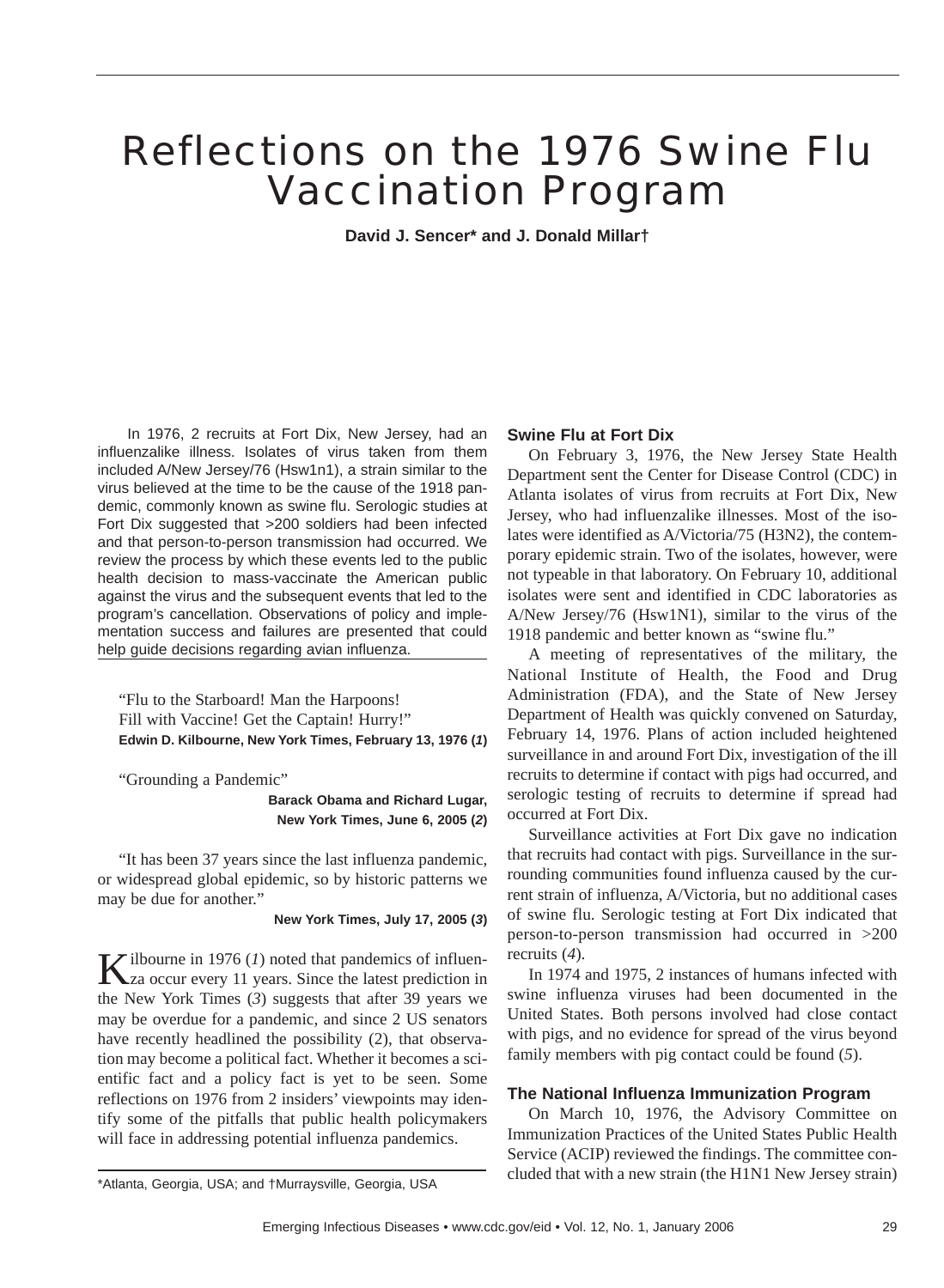# Reflections on the 1976 Swine Flu Vaccination Program

**David J. Sencer\* and J. Donald Millar†**

In 1976, 2 recruits at Fort Dix, New Jersey, had an influenzalike illness. Isolates of virus taken from them included A/New Jersey/76 (Hsw1n1), a strain similar to the virus believed at the time to be the cause of the 1918 pandemic, commonly known as swine flu. Serologic studies at Fort Dix suggested that >200 soldiers had been infected and that person-to-person transmission had occurred. We review the process by which these events led to the public health decision to mass-vaccinate the American public against the virus and the subsequent events that led to the program's cancellation. Observations of policy and implementation success and failures are presented that could help guide decisions regarding avian influenza.

"Flu to the Starboard! Man the Harpoons!
Fill with Vaccine! Get the Captain! Hurry!"
**Edwin D. Kilbourne, New York Times, February 13, 1976 (*1*)**

"Grounding a Pandemic"
**Barack Obama and Richard Lugar, New York Times, June 6, 2005 (*2*)**

"It has been 37 years since the last influenza pandemic, or widespread global epidemic, so by historic patterns we may be due for another."
**New York Times, July 17, 2005 (*3*)**

Kilbourne in 1976 (*1*) noted that pandemics of influenza occur every 11 years. Since the latest prediction in the New York Times (*3*) suggests that after 39 years we may be overdue for a pandemic, and since 2 US senators have recently headlined the possibility (2), that observation may become a political fact. Whether it becomes a scientific fact and a policy fact is yet to be seen. Some reflections on 1976 from 2 insiders' viewpoints may identify some of the pitfalls that public health policymakers will face in addressing potential influenza pandemics.

\*Atlanta, Georgia, USA; and †Murraysville, Georgia, USA

## Swine Flu at Fort Dix

On February 3, 1976, the New Jersey State Health Department sent the Center for Disease Control (CDC) in Atlanta isolates of virus from recruits at Fort Dix, New Jersey, who had influenzalike illnesses. Most of the isolates were identified as A/Victoria/75 (H3N2), the contemporary epidemic strain. Two of the isolates, however, were not typeable in that laboratory. On February 10, additional isolates were sent and identified in CDC laboratories as A/New Jersey/76 (Hsw1N1), similar to the virus of the 1918 pandemic and better known as "swine flu."

A meeting of representatives of the military, the National Institute of Health, the Food and Drug Administration (FDA), and the State of New Jersey Department of Health was quickly convened on Saturday, February 14, 1976. Plans of action included heightened surveillance in and around Fort Dix, investigation of the ill recruits to determine if contact with pigs had occurred, and serologic testing of recruits to determine if spread had occurred at Fort Dix.

Surveillance activities at Fort Dix gave no indication that recruits had contact with pigs. Surveillance in the surrounding communities found influenza caused by the current strain of influenza, A/Victoria, but no additional cases of swine flu. Serologic testing at Fort Dix indicated that person-to-person transmission had occurred in >200 recruits (*4*).

In 1974 and 1975, 2 instances of humans infected with swine influenza viruses had been documented in the United States. Both persons involved had close contact with pigs, and no evidence for spread of the virus beyond family members with pig contact could be found (*5*).

## The National Influenza Immunization Program

On March 10, 1976, the Advisory Committee on Immunization Practices of the United States Public Health Service (ACIP) reviewed the findings. The committee concluded that with a new strain (the H1N1 New Jersey strain)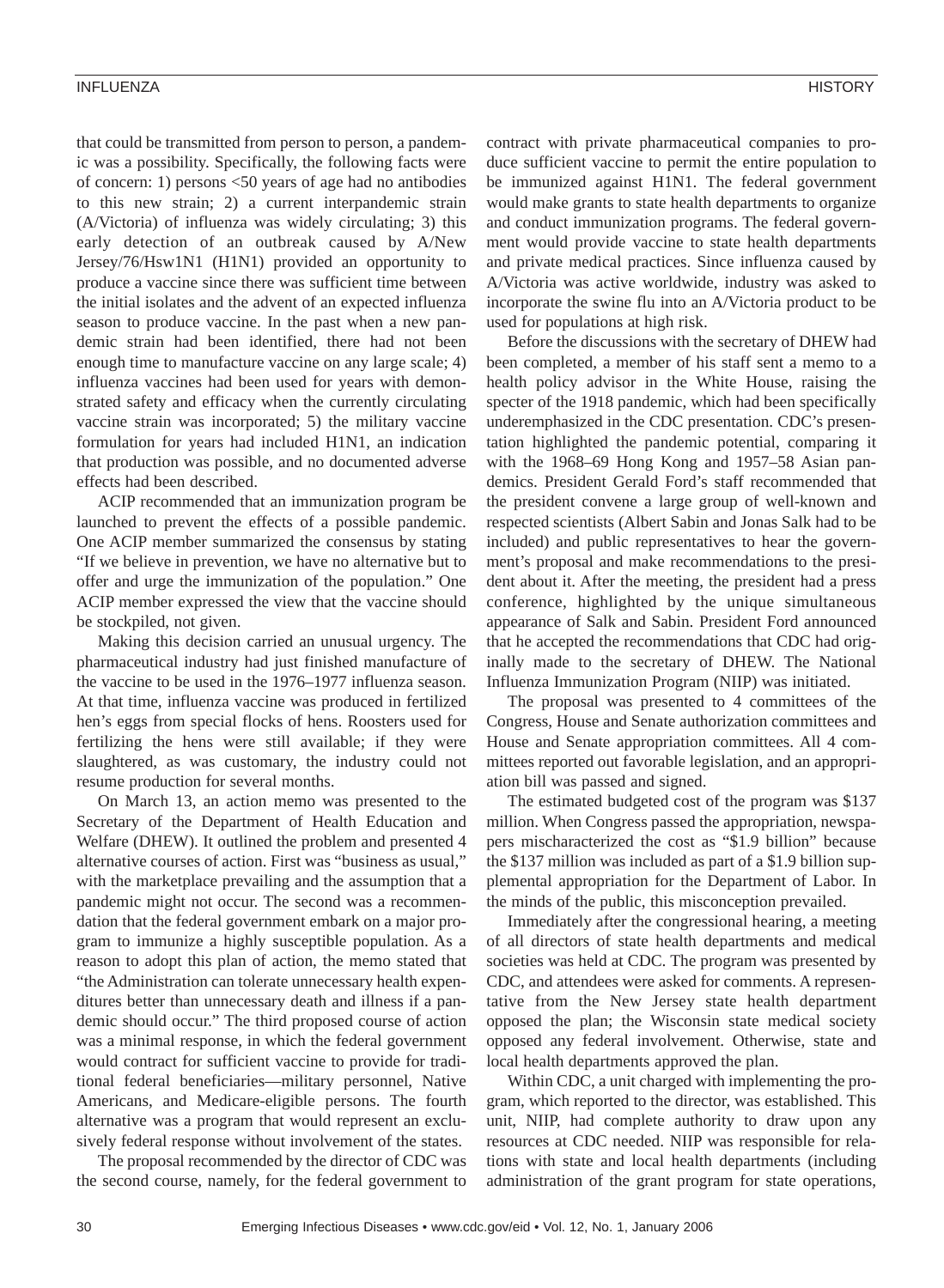that could be transmitted from person to person, a pandemic was a possibility. Specifically, the following facts were of concern: 1) persons <50 years of age had no antibodies to this new strain; 2) a current interpandemic strain (A/Victoria) of influenza was widely circulating; 3) this early detection of an outbreak caused by A/New Jersey/76/Hsw1N1 (H1N1) provided an opportunity to produce a vaccine since there was sufficient time between the initial isolates and the advent of an expected influenza season to produce vaccine. In the past when a new pandemic strain had been identified, there had not been enough time to manufacture vaccine on any large scale; 4) influenza vaccines had been used for years with demonstrated safety and efficacy when the currently circulating vaccine strain was incorporated; 5) the military vaccine formulation for years had included H1N1, an indication that production was possible, and no documented adverse effects had been described.

ACIP recommended that an immunization program be launched to prevent the effects of a possible pandemic. One ACIP member summarized the consensus by stating "If we believe in prevention, we have no alternative but to offer and urge the immunization of the population." One ACIP member expressed the view that the vaccine should be stockpiled, not given.

Making this decision carried an unusual urgency. The pharmaceutical industry had just finished manufacture of the vaccine to be used in the 1976–1977 influenza season. At that time, influenza vaccine was produced in fertilized hen's eggs from special flocks of hens. Roosters used for fertilizing the hens were still available; if they were slaughtered, as was customary, the industry could not resume production for several months.

On March 13, an action memo was presented to the Secretary of the Department of Health Education and Welfare (DHEW). It outlined the problem and presented 4 alternative courses of action. First was "business as usual," with the marketplace prevailing and the assumption that a pandemic might not occur. The second was a recommendation that the federal government embark on a major program to immunize a highly susceptible population. As a reason to adopt this plan of action, the memo stated that "the Administration can tolerate unnecessary health expenditures better than unnecessary death and illness if a pandemic should occur." The third proposed course of action was a minimal response, in which the federal government would contract for sufficient vaccine to provide for traditional federal beneficiaries—military personnel, Native Americans, and Medicare-eligible persons. The fourth alternative was a program that would represent an exclusively federal response without involvement of the states.

The proposal recommended by the director of CDC was the second course, namely, for the federal government to contract with private pharmaceutical companies to produce sufficient vaccine to permit the entire population to be immunized against H1N1. The federal government would make grants to state health departments to organize and conduct immunization programs. The federal government would provide vaccine to state health departments and private medical practices. Since influenza caused by A/Victoria was active worldwide, industry was asked to incorporate the swine flu into an A/Victoria product to be used for populations at high risk.

Before the discussions with the secretary of DHEW had been completed, a member of his staff sent a memo to a health policy advisor in the White House, raising the specter of the 1918 pandemic, which had been specifically underemphasized in the CDC presentation. CDC's presentation highlighted the pandemic potential, comparing it with the 1968–69 Hong Kong and 1957–58 Asian pandemics. President Gerald Ford's staff recommended that the president convene a large group of well-known and respected scientists (Albert Sabin and Jonas Salk had to be included) and public representatives to hear the government's proposal and make recommendations to the president about it. After the meeting, the president had a press conference, highlighted by the unique simultaneous appearance of Salk and Sabin. President Ford announced that he accepted the recommendations that CDC had originally made to the secretary of DHEW. The National Influenza Immunization Program (NIIP) was initiated.

The proposal was presented to 4 committees of the Congress, House and Senate authorization committees and House and Senate appropriation committees. All 4 committees reported out favorable legislation, and an appropriation bill was passed and signed.

The estimated budgeted cost of the program was $137 million. When Congress passed the appropriation, newspapers mischaracterized the cost as "$1.9 billion" because the $137 million was included as part of a $1.9 billion supplemental appropriation for the Department of Labor. In the minds of the public, this misconception prevailed.

Immediately after the congressional hearing, a meeting of all directors of state health departments and medical societies was held at CDC. The program was presented by CDC, and attendees were asked for comments. A representative from the New Jersey state health department opposed the plan; the Wisconsin state medical society opposed any federal involvement. Otherwise, state and local health departments approved the plan.

Within CDC, a unit charged with implementing the program, which reported to the director, was established. This unit, NIIP, had complete authority to draw upon any resources at CDC needed. NIIP was responsible for relations with state and local health departments (including administration of the grant program for state operations,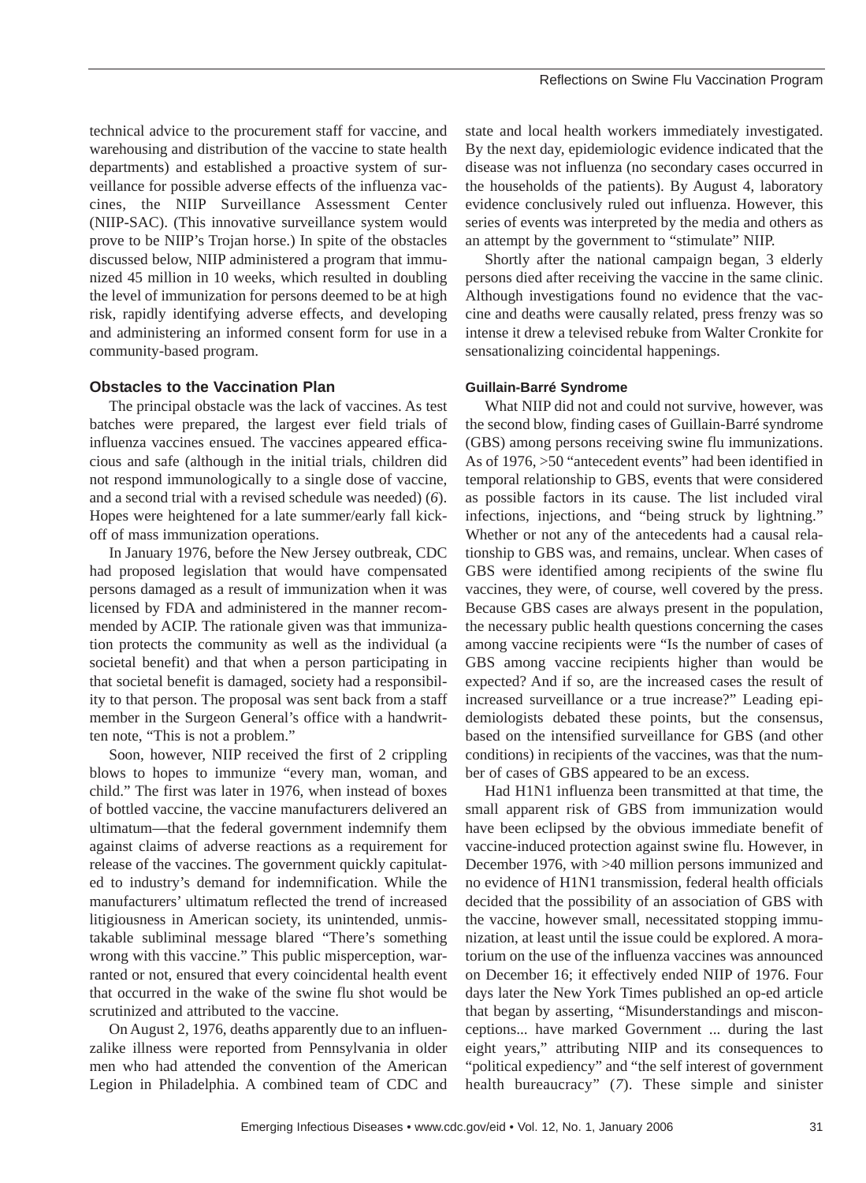technical advice to the procurement staff for vaccine, and warehousing and distribution of the vaccine to state health departments) and established a proactive system of surveillance for possible adverse effects of the influenza vaccines, the NIIP Surveillance Assessment Center (NIIP-SAC). (This innovative surveillance system would prove to be NIIP's Trojan horse.) In spite of the obstacles discussed below, NIIP administered a program that immunized 45 million in 10 weeks, which resulted in doubling the level of immunization for persons deemed to be at high risk, rapidly identifying adverse effects, and developing and administering an informed consent form for use in a community-based program.

## Obstacles to the Vaccination Plan

The principal obstacle was the lack of vaccines. As test batches were prepared, the largest ever field trials of influenza vaccines ensued. The vaccines appeared efficacious and safe (although in the initial trials, children did not respond immunologically to a single dose of vaccine, and a second trial with a revised schedule was needed) (*6*). Hopes were heightened for a late summer/early fall kickoff of mass immunization operations.

In January 1976, before the New Jersey outbreak, CDC had proposed legislation that would have compensated persons damaged as a result of immunization when it was licensed by FDA and administered in the manner recommended by ACIP. The rationale given was that immunization protects the community as well as the individual (a societal benefit) and that when a person participating in that societal benefit is damaged, society had a responsibility to that person. The proposal was sent back from a staff member in the Surgeon General's office with a handwritten note, "This is not a problem."

Soon, however, NIIP received the first of 2 crippling blows to hopes to immunize "every man, woman, and child." The first was later in 1976, when instead of boxes of bottled vaccine, the vaccine manufacturers delivered an ultimatum—that the federal government indemnify them against claims of adverse reactions as a requirement for release of the vaccines. The government quickly capitulated to industry's demand for indemnification. While the manufacturers' ultimatum reflected the trend of increased litigiousness in American society, its unintended, unmistakable subliminal message blared "There's something wrong with this vaccine." This public misperception, warranted or not, ensured that every coincidental health event that occurred in the wake of the swine flu shot would be scrutinized and attributed to the vaccine.

On August 2, 1976, deaths apparently due to an influenzalike illness were reported from Pennsylvania in older men who had attended the convention of the American Legion in Philadelphia. A combined team of CDC and state and local health workers immediately investigated. By the next day, epidemiologic evidence indicated that the disease was not influenza (no secondary cases occurred in the households of the patients). By August 4, laboratory evidence conclusively ruled out influenza. However, this series of events was interpreted by the media and others as an attempt by the government to "stimulate" NIIP.

Shortly after the national campaign began, 3 elderly persons died after receiving the vaccine in the same clinic. Although investigations found no evidence that the vaccine and deaths were causally related, press frenzy was so intense it drew a televised rebuke from Walter Cronkite for sensationalizing coincidental happenings.

### Guillain-Barré Syndrome

What NIIP did not and could not survive, however, was the second blow, finding cases of Guillain-Barré syndrome (GBS) among persons receiving swine flu immunizations. As of 1976, >50 "antecedent events" had been identified in temporal relationship to GBS, events that were considered as possible factors in its cause. The list included viral infections, injections, and "being struck by lightning." Whether or not any of the antecedents had a causal relationship to GBS was, and remains, unclear. When cases of GBS were identified among recipients of the swine flu vaccines, they were, of course, well covered by the press. Because GBS cases are always present in the population, the necessary public health questions concerning the cases among vaccine recipients were "Is the number of cases of GBS among vaccine recipients higher than would be expected? And if so, are the increased cases the result of increased surveillance or a true increase?" Leading epidemiologists debated these points, but the consensus, based on the intensified surveillance for GBS (and other conditions) in recipients of the vaccines, was that the number of cases of GBS appeared to be an excess.

Had H1N1 influenza been transmitted at that time, the small apparent risk of GBS from immunization would have been eclipsed by the obvious immediate benefit of vaccine-induced protection against swine flu. However, in December 1976, with >40 million persons immunized and no evidence of H1N1 transmission, federal health officials decided that the possibility of an association of GBS with the vaccine, however small, necessitated stopping immunization, at least until the issue could be explored. A moratorium on the use of the influenza vaccines was announced on December 16; it effectively ended NIIP of 1976. Four days later the New York Times published an op-ed article that began by asserting, "Misunderstandings and misconceptions... have marked Government ... during the last eight years," attributing NIIP and its consequences to "political expediency" and "the self interest of government health bureaucracy" (*7*). These simple and sinister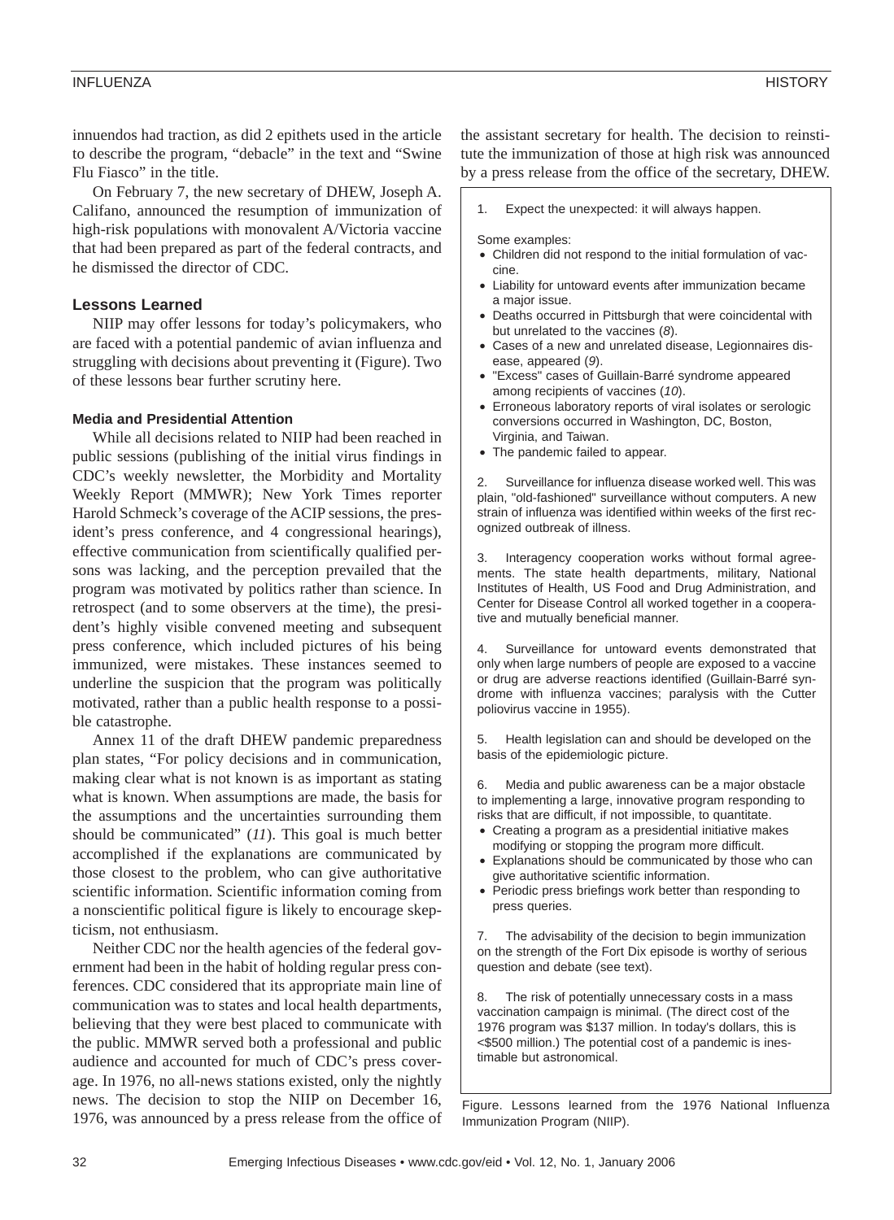innuendos had traction, as did 2 epithets used in the article to describe the program, "debacle" in the text and "Swine Flu Fiasco" in the title.

On February 7, the new secretary of DHEW, Joseph A. Califano, announced the resumption of immunization of high-risk populations with monovalent A/Victoria vaccine that had been prepared as part of the federal contracts, and he dismissed the director of CDC.

## Lessons Learned

NIIP may offer lessons for today's policymakers, who are faced with a potential pandemic of avian influenza and struggling with decisions about preventing it (Figure). Two of these lessons bear further scrutiny here.

### Media and Presidential Attention

While all decisions related to NIIP had been reached in public sessions (publishing of the initial virus findings in CDC's weekly newsletter, the Morbidity and Mortality Weekly Report (MMWR); New York Times reporter Harold Schmeck's coverage of the ACIP sessions, the president's press conference, and 4 congressional hearings), effective communication from scientifically qualified persons was lacking, and the perception prevailed that the program was motivated by politics rather than science. In retrospect (and to some observers at the time), the president's highly visible convened meeting and subsequent press conference, which included pictures of his being immunized, were mistakes. These instances seemed to underline the suspicion that the program was politically motivated, rather than a public health response to a possible catastrophe.

Annex 11 of the draft DHEW pandemic preparedness plan states, "For policy decisions and in communication, making clear what is not known is as important as stating what is known. When assumptions are made, the basis for the assumptions and the uncertainties surrounding them should be communicated" (*11*). This goal is much better accomplished if the explanations are communicated by those closest to the problem, who can give authoritative scientific information. Scientific information coming from a nonscientific political figure is likely to encourage skepticism, not enthusiasm.

Neither CDC nor the health agencies of the federal government had been in the habit of holding regular press conferences. CDC considered that its appropriate main line of communication was to states and local health departments, believing that they were best placed to communicate with the public. MMWR served both a professional and public audience and accounted for much of CDC's press coverage. In 1976, no all-news stations existed, only the nightly news. The decision to stop the NIIP on December 16, 1976, was announced by a press release from the office of the assistant secretary for health. The decision to reinstitute the immunization of those at high risk was announced by a press release from the office of the secretary, DHEW.

1. Expect the unexpected: it will always happen.

Some examples:

- Children did not respond to the initial formulation of vaccine.
- Liability for untoward events after immunization became a major issue.
- Deaths occurred in Pittsburgh that were coincidental with but unrelated to the vaccines (*8*).
- Cases of a new and unrelated disease, Legionnaires disease, appeared (*9*).
- "Excess" cases of Guillain-Barré syndrome appeared among recipients of vaccines (*10*).
- Erroneous laboratory reports of viral isolates or serologic conversions occurred in Washington, DC, Boston, Virginia, and Taiwan.
- The pandemic failed to appear.

2. Surveillance for influenza disease worked well. This was plain, "old-fashioned" surveillance without computers. A new strain of influenza was identified within weeks of the first recognized outbreak of illness.

3. Interagency cooperation works without formal agreements. The state health departments, military, National Institutes of Health, US Food and Drug Administration, and Center for Disease Control all worked together in a cooperative and mutually beneficial manner.

4. Surveillance for untoward events demonstrated that only when large numbers of people are exposed to a vaccine or drug are adverse reactions identified (Guillain-Barré syndrome with influenza vaccines; paralysis with the Cutter poliovirus vaccine in 1955).

5. Health legislation can and should be developed on the basis of the epidemiologic picture.

6. Media and public awareness can be a major obstacle to implementing a large, innovative program responding to risks that are difficult, if not impossible, to quantitate.

- Creating a program as a presidential initiative makes modifying or stopping the program more difficult.
- Explanations should be communicated by those who can give authoritative scientific information.
- Periodic press briefings work better than responding to press queries.

7. The advisability of the decision to begin immunization on the strength of the Fort Dix episode is worthy of serious question and debate (see text).

8. The risk of potentially unnecessary costs in a mass vaccination campaign is minimal. (The direct cost of the 1976 program was $137 million. In today's dollars, this is <$500 million.) The potential cost of a pandemic is inestimable but astronomical.

Figure. Lessons learned from the 1976 National Influenza Immunization Program (NIIP).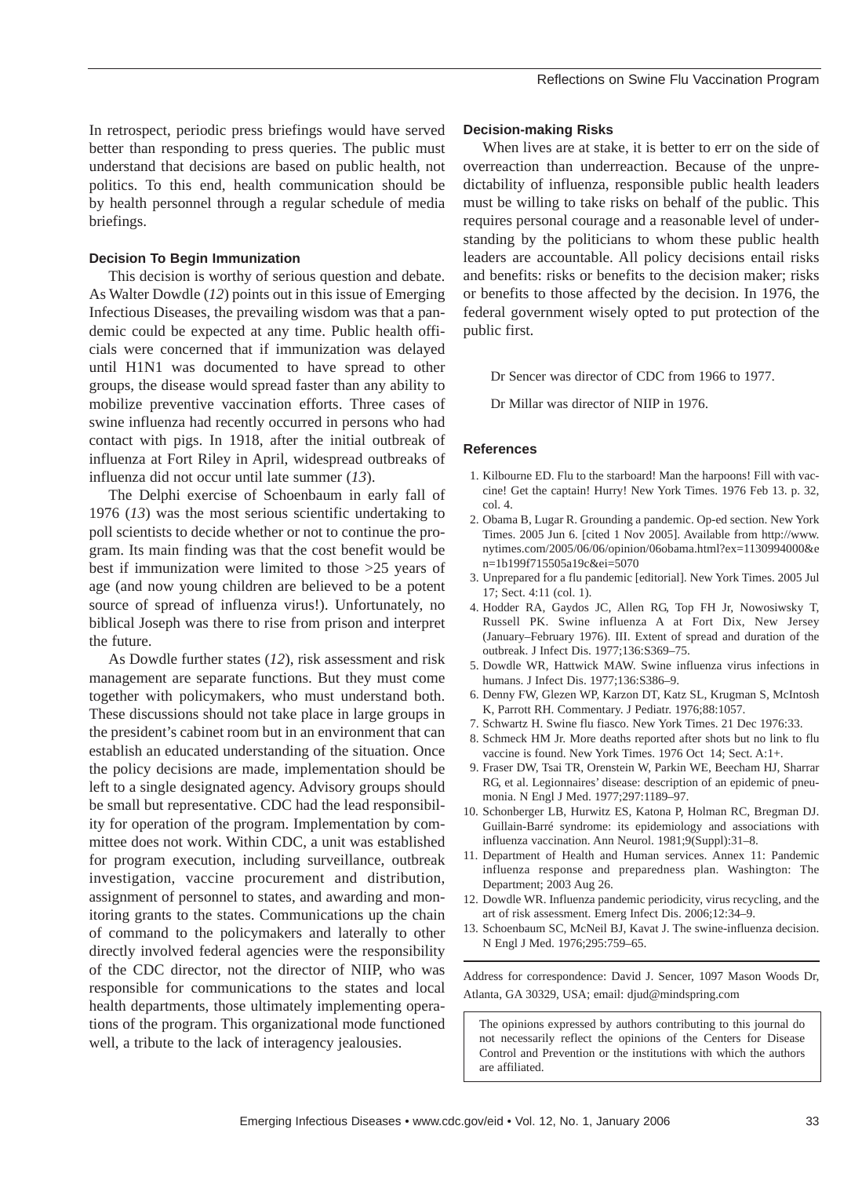In retrospect, periodic press briefings would have served better than responding to press queries. The public must understand that decisions are based on public health, not politics. To this end, health communication should be by health personnel through a regular schedule of media briefings.

### Decision To Begin Immunization

This decision is worthy of serious question and debate. As Walter Dowdle (*12*) points out in this issue of Emerging Infectious Diseases, the prevailing wisdom was that a pandemic could be expected at any time. Public health officials were concerned that if immunization was delayed until H1N1 was documented to have spread to other groups, the disease would spread faster than any ability to mobilize preventive vaccination efforts. Three cases of swine influenza had recently occurred in persons who had contact with pigs. In 1918, after the initial outbreak of influenza at Fort Riley in April, widespread outbreaks of influenza did not occur until late summer (*13*).

The Delphi exercise of Schoenbaum in early fall of 1976 (*13*) was the most serious scientific undertaking to poll scientists to decide whether or not to continue the program. Its main finding was that the cost benefit would be best if immunization were limited to those >25 years of age (and now young children are believed to be a potent source of spread of influenza virus!). Unfortunately, no biblical Joseph was there to rise from prison and interpret the future.

As Dowdle further states (*12*), risk assessment and risk management are separate functions. But they must come together with policymakers, who must understand both. These discussions should not take place in large groups in the president's cabinet room but in an environment that can establish an educated understanding of the situation. Once the policy decisions are made, implementation should be left to a single designated agency. Advisory groups should be small but representative. CDC had the lead responsibility for operation of the program. Implementation by committee does not work. Within CDC, a unit was established for program execution, including surveillance, outbreak investigation, vaccine procurement and distribution, assignment of personnel to states, and awarding and monitoring grants to the states. Communications up the chain of command to the policymakers and laterally to other directly involved federal agencies were the responsibility of the CDC director, not the director of NIIP, who was responsible for communications to the states and local health departments, those ultimately implementing operations of the program. This organizational mode functioned well, a tribute to the lack of interagency jealousies.

### Decision-making Risks

When lives are at stake, it is better to err on the side of overreaction than underreaction. Because of the unpredictability of influenza, responsible public health leaders must be willing to take risks on behalf of the public. This requires personal courage and a reasonable level of understanding by the politicians to whom these public health leaders are accountable. All policy decisions entail risks and benefits: risks or benefits to the decision maker; risks or benefits to those affected by the decision. In 1976, the federal government wisely opted to put protection of the public first.

Dr Sencer was director of CDC from 1966 to 1977.

Dr Millar was director of NIIP in 1976.

### References

1. Kilbourne ED. Flu to the starboard! Man the harpoons! Fill with vaccine! Get the captain! Hurry! New York Times. 1976 Feb 13. p. 32, col. 4.
2. Obama B, Lugar R. Grounding a pandemic. Op-ed section. New York Times. 2005 Jun 6. [cited 1 Nov 2005]. Available from http://www.nytimes.com/2005/06/06/opinion/06obama.html?ex=1130994000&en=1b199f715505a19c&ei=5070
3. Unprepared for a flu pandemic [editorial]. New York Times. 2005 Jul 17; Sect. 4:11 (col. 1).
4. Hodder RA, Gaydos JC, Allen RG, Top FH Jr, Nowosiwsky T, Russell PK. Swine influenza A at Fort Dix, New Jersey (January–February 1976). III. Extent of spread and duration of the outbreak. J Infect Dis. 1977;136:S369–75.
5. Dowdle WR, Hattwick MAW. Swine influenza virus infections in humans. J Infect Dis. 1977;136:S386–9.
6. Denny FW, Glezen WP, Karzon DT, Katz SL, Krugman S, McIntosh K, Parrott RH. Commentary. J Pediatr. 1976;88:1057.
7. Schwartz H. Swine flu fiasco. New York Times. 21 Dec 1976:33.
8. Schmeck HM Jr. More deaths reported after shots but no link to flu vaccine is found. New York Times. 1976 Oct 14; Sect. A:1+.
9. Fraser DW, Tsai TR, Orenstein W, Parkin WE, Beecham HJ, Sharrar RG, et al. Legionnaires' disease: description of an epidemic of pneumonia. N Engl J Med. 1977;297:1189–97.
10. Schonberger LB, Hurwitz ES, Katona P, Holman RC, Bregman DJ. Guillain-Barré syndrome: its epidemiology and associations with influenza vaccination. Ann Neurol. 1981;9(Suppl):31–8.
11. Department of Health and Human services. Annex 11: Pandemic influenza response and preparedness plan. Washington: The Department; 2003 Aug 26.
12. Dowdle WR. Influenza pandemic periodicity, virus recycling, and the art of risk assessment. Emerg Infect Dis. 2006;12:34–9.
13. Schoenbaum SC, McNeil BJ, Kavat J. The swine-influenza decision. N Engl J Med. 1976;295:759–65.

Address for correspondence: David J. Sencer, 1097 Mason Woods Dr, Atlanta, GA 30329, USA; email: djud@mindspring.com

The opinions expressed by authors contributing to this journal do not necessarily reflect the opinions of the Centers for Disease Control and Prevention or the institutions with which the authors are affiliated.